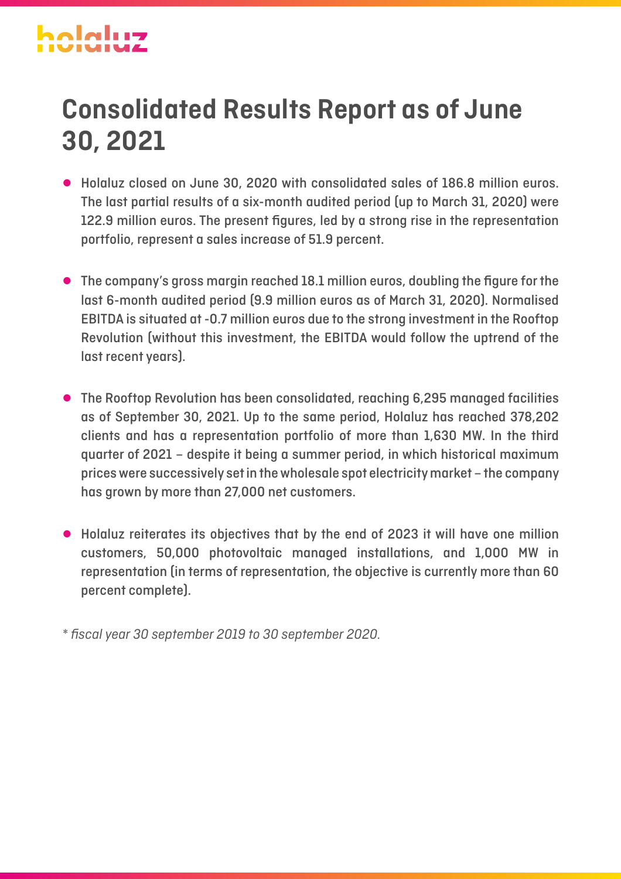# Consolidated Results Report as of June 30, 2021

- Holaluz closed on June 30, 2020 with consolidated sales of 186.8 million euros. The last partial results of a six-month audited period (up to March 31, 2020) were 122.9 million euros. The present figures, led by a strong rise in the representation portfolio, represent a sales increase of 51.9 percent.

- The company's gross margin reached 18.1 million euros, doubling the figure for the last 6-month audited period (9.9 million euros as of March 31, 2020). Normalised EBITDA is situated at -0.7 million euros due to the strong investment in the Rooftop Revolution (without this investment, the EBITDA would follow the uptrend of the last recent years).

- The Rooftop Revolution has been consolidated, reaching 6,295 managed facilities as of September 30, 2021. Up to the same period, Holaluz has reached 378,202 clients and has a representation portfolio of more than 1,630 MW. In the third quarter of 2021 – despite it being a summer period, in which historical maximum prices were successively set in the wholesale spot electricity market – the company has grown by more than 27,000 net customers.

- Holaluz reiterates its objectives that by the end of 2023 it will have one million customers, 50,000 photovoltaic managed installations, and 1,000 MW in representation (in terms of representation, the objective is currently more than 60 percent complete).

*\* fiscal year 30 september 2019 to 30 september 2020.*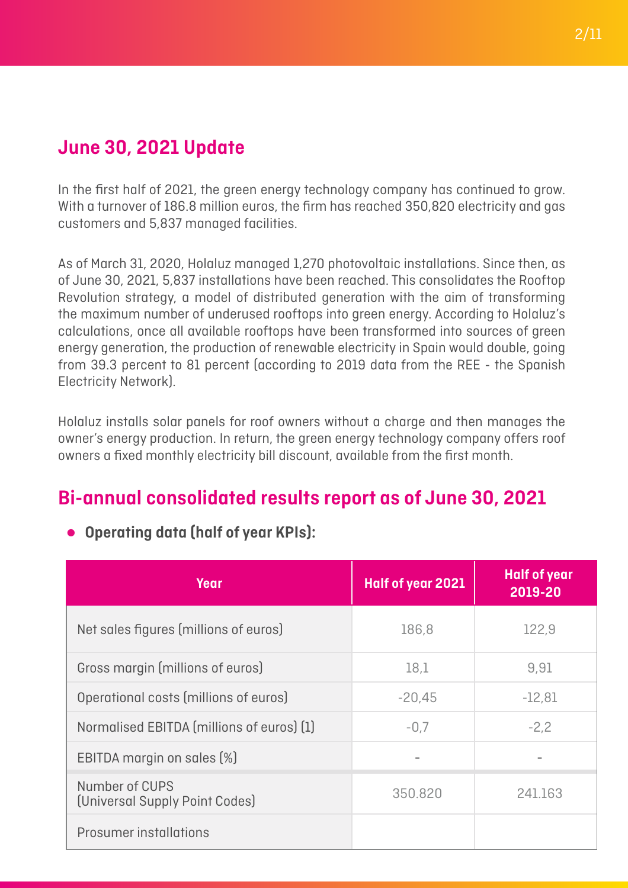## June 30, 2021 Update

In the first half of 2021, the green energy technology company has continued to grow. With a turnover of 186.8 million euros, the firm has reached 350,820 electricity and gas customers and 5,837 managed facilities.

As of March 31, 2020, Holaluz managed 1,270 photovoltaic installations. Since then, as of June 30, 2021, 5,837 installations have been reached. This consolidates the Rooftop Revolution strategy, a model of distributed generation with the aim of transforming the maximum number of underused rooftops into green energy. According to Holaluz's calculations, once all available rooftops have been transformed into sources of green energy generation, the production of renewable electricity in Spain would double, going from 39.3 percent to 81 percent (according to 2019 data from the REE - the Spanish Electricity Network).

Holaluz installs solar panels for roof owners without a charge and then manages the owner's energy production. In return, the green energy technology company offers roof owners a fixed monthly electricity bill discount, available from the first month.

## Bi-annual consolidated results report as of June 30, 2021

- **Operating data (half of year KPIs):**

| Year | Half of year 2021 | Half of year 2019-20 |
|---|---|---|
| Net sales figures (millions of euros) | 186,8 | 122,9 |
| Gross margin (millions of euros) | 18,1 | 9,91 |
| Operational costs (millions of euros) | -20,45 | -12,81 |
| Normalised EBITDA (millions of euros) (1) | -0,7 | -2,2 |
| EBITDA margin on sales (%) | - | - |
| Number of CUPS (Universal Supply Point Codes) | 350.820 | 241.163 |
| Prosumer installations | | |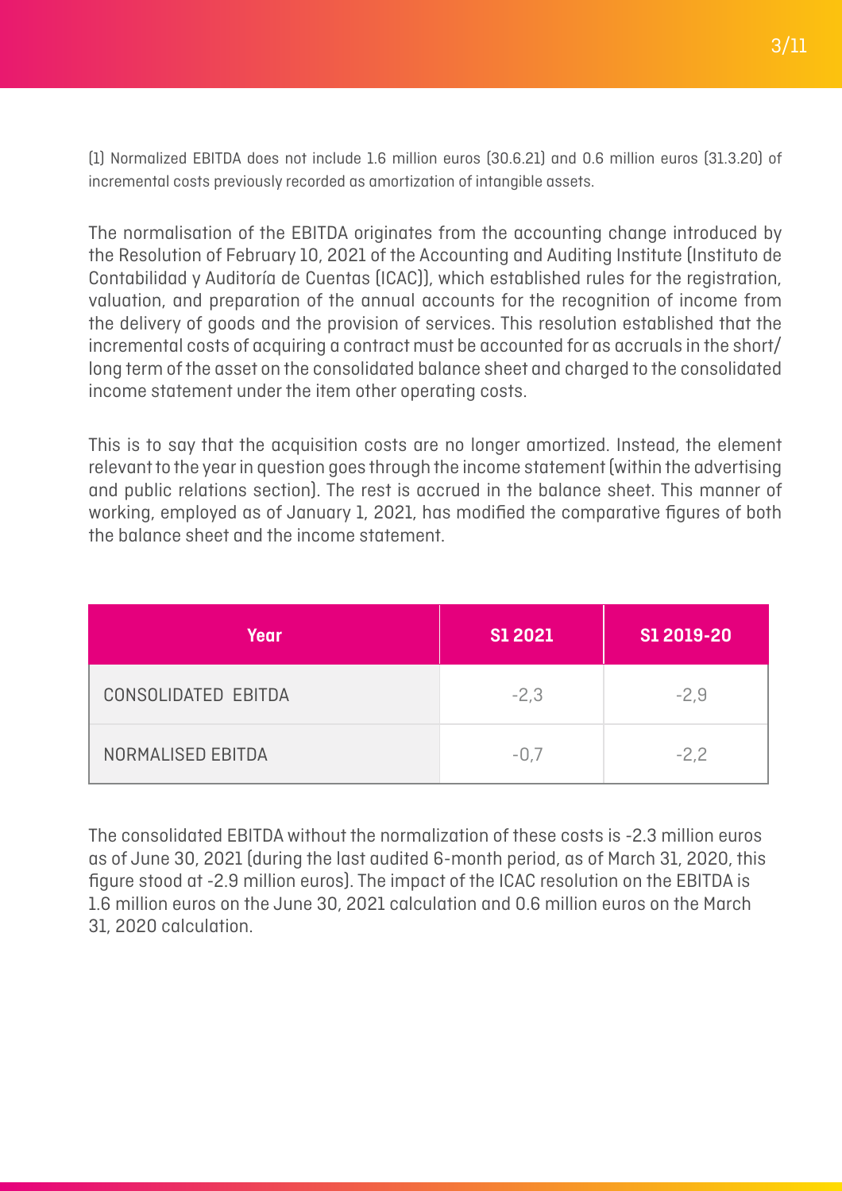(1) Normalized EBITDA does not include 1.6 million euros (30.6.21) and 0.6 million euros (31.3.20) of incremental costs previously recorded as amortization of intangible assets.

The normalisation of the EBITDA originates from the accounting change introduced by the Resolution of February 10, 2021 of the Accounting and Auditing Institute (Instituto de Contabilidad y Auditoría de Cuentas (ICAC)), which established rules for the registration, valuation, and preparation of the annual accounts for the recognition of income from the delivery of goods and the provision of services. This resolution established that the incremental costs of acquiring a contract must be accounted for as accruals in the short/long term of the asset on the consolidated balance sheet and charged to the consolidated income statement under the item other operating costs.

This is to say that the acquisition costs are no longer amortized. Instead, the element relevant to the year in question goes through the income statement (within the advertising and public relations section). The rest is accrued in the balance sheet. This manner of working, employed as of January 1, 2021, has modified the comparative figures of both the balance sheet and the income statement.

| Year | S1 2021 | S1 2019-20 |
|---|---|---|
| CONSOLIDATED EBITDA | -2,3 | -2,9 |
| NORMALISED EBITDA | -0,7 | -2,2 |

The consolidated EBITDA without the normalization of these costs is -2.3 million euros as of June 30, 2021 (during the last audited 6-month period, as of March 31, 2020, this figure stood at -2.9 million euros). The impact of the ICAC resolution on the EBITDA is 1.6 million euros on the June 30, 2021 calculation and 0.6 million euros on the March 31, 2020 calculation.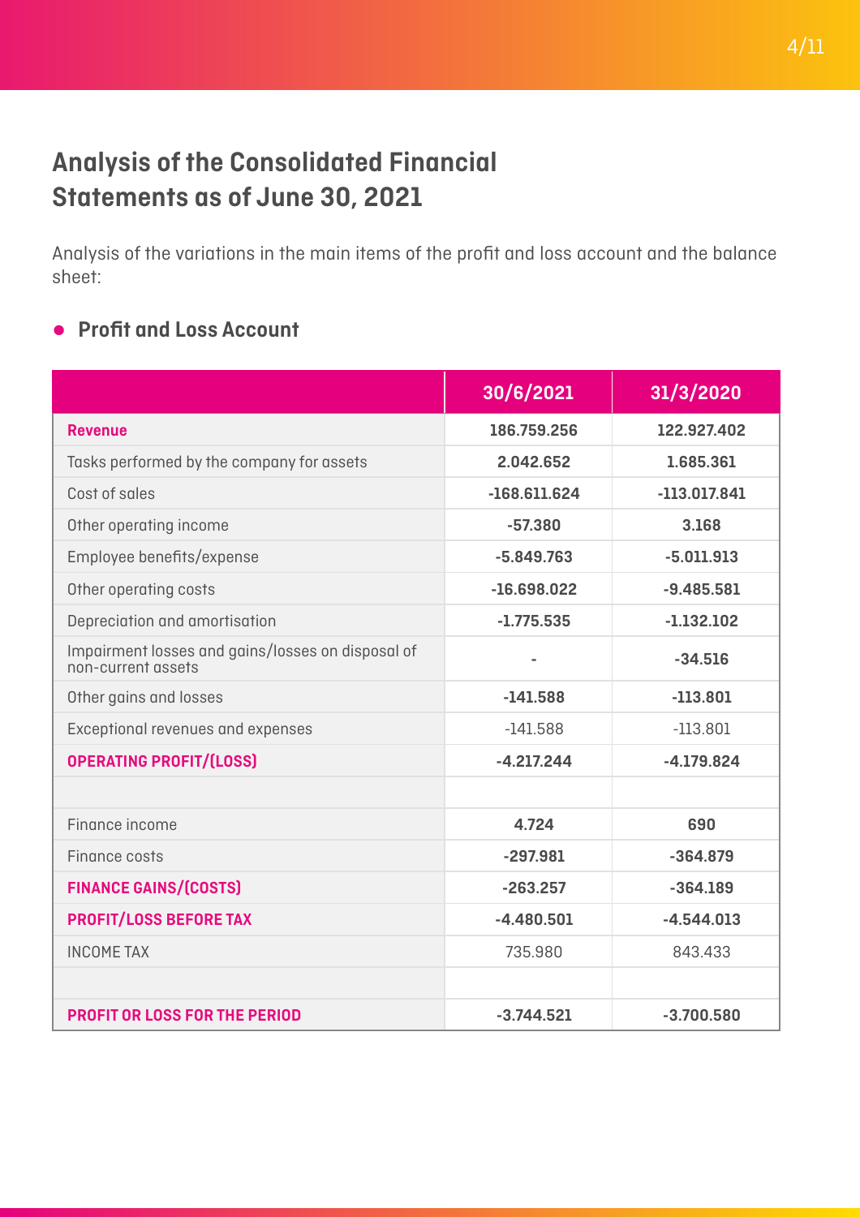# Analysis of the Consolidated Financial Statements as of June 30, 2021

Analysis of the variations in the main items of the profit and loss account and the balance sheet:

- **Profit and Loss Account**

| | 30/6/2021 | 31/3/2020 |
|---|---|---|
| **Revenue** | **186.759.256** | **122.927.402** |
| Tasks performed by the company for assets | **2.042.652** | **1.685.361** |
| Cost of sales | **-168.611.624** | **-113.017.841** |
| Other operating income | **-57.380** | **3.168** |
| Employee benefits/expense | **-5.849.763** | **-5.011.913** |
| Other operating costs | **-16.698.022** | **-9.485.581** |
| Depreciation and amortisation | **-1.775.535** | **-1.132.102** |
| Impairment losses and gains/losses on disposal of non-current assets | **-** | **-34.516** |
| Other gains and losses | **-141.588** | **-113.801** |
| Exceptional revenues and expenses | -141.588 | -113.801 |
| **OPERATING PROFIT/(LOSS)** | **-4.217.244** | **-4.179.824** |
| | | |
| Finance income | **4.724** | **690** |
| Finance costs | **-297.981** | **-364.879** |
| **FINANCE GAINS/(COSTS)** | **-263.257** | **-364.189** |
| **PROFIT/LOSS BEFORE TAX** | **-4.480.501** | **-4.544.013** |
| INCOME TAX | 735.980 | 843.433 |
| | | |
| **PROFIT OR LOSS FOR THE PERIOD** | **-3.744.521** | **-3.700.580** |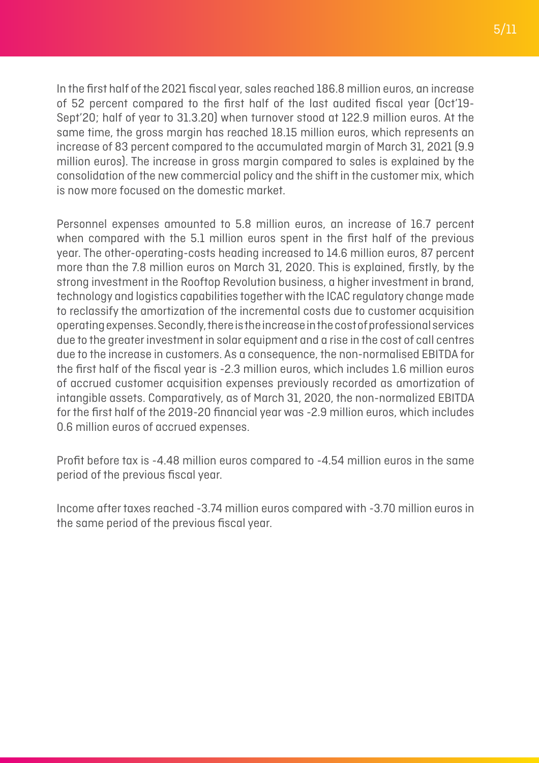In the first half of the 2021 fiscal year, sales reached 186.8 million euros, an increase of 52 percent compared to the first half of the last audited fiscal year (Oct'19-Sept'20; half of year to 31.3.20) when turnover stood at 122.9 million euros. At the same time, the gross margin has reached 18.15 million euros, which represents an increase of 83 percent compared to the accumulated margin of March 31, 2021 (9.9 million euros). The increase in gross margin compared to sales is explained by the consolidation of the new commercial policy and the shift in the customer mix, which is now more focused on the domestic market.

Personnel expenses amounted to 5.8 million euros, an increase of 16.7 percent when compared with the 5.1 million euros spent in the first half of the previous year. The other-operating-costs heading increased to 14.6 million euros, 87 percent more than the 7.8 million euros on March 31, 2020. This is explained, firstly, by the strong investment in the Rooftop Revolution business, a higher investment in brand, technology and logistics capabilities together with the ICAC regulatory change made to reclassify the amortization of the incremental costs due to customer acquisition operating expenses. Secondly, there is the increase in the cost of professional services due to the greater investment in solar equipment and a rise in the cost of call centres due to the increase in customers. As a consequence, the non-normalised EBITDA for the first half of the fiscal year is -2.3 million euros, which includes 1.6 million euros of accrued customer acquisition expenses previously recorded as amortization of intangible assets. Comparatively, as of March 31, 2020, the non-normalized EBITDA for the first half of the 2019-20 financial year was -2.9 million euros, which includes 0.6 million euros of accrued expenses.

Profit before tax is -4.48 million euros compared to -4.54 million euros in the same period of the previous fiscal year.

Income after taxes reached -3.74 million euros compared with -3.70 million euros in the same period of the previous fiscal year.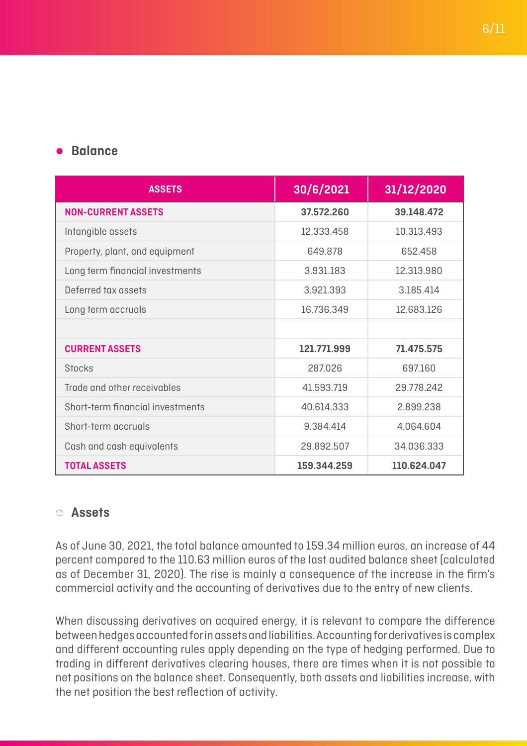## Balance

| ASSETS | 30/6/2021 | 31/12/2020 |
|---|---|---|
| **NON-CURRENT ASSETS** | **37.572.260** | **39.148.472** |
| Intangible assets | 12.333.458 | 10.313.493 |
| Property, plant, and equipment | 649.878 | 652.458 |
| Long term financial investments | 3.931.183 | 12.313.980 |
| Deferred tax assets | 3.921.393 | 3.185.414 |
| Long term accruals | 16.736.349 | 12.683.126 |
| | | |
| **CURRENT ASSETS** | **121.771.999** | **71.475.575** |
| Stocks | 287.026 | 697.160 |
| Trade and other receivables | 41.593.719 | 29.778.242 |
| Short-term financial investments | 40.614.333 | 2.899.238 |
| Short-term accruals | 9.384.414 | 4.064.604 |
| Cash and cash equivalents | 29.892.507 | 34.036.333 |
| **TOTAL ASSETS** | **159.344.259** | **110.624.047** |

### Assets

As of June 30, 2021, the total balance amounted to 159.34 million euros, an increase of 44 percent compared to the 110.63 million euros of the last audited balance sheet (calculated as of December 31, 2020). The rise is mainly a consequence of the increase in the firm's commercial activity and the accounting of derivatives due to the entry of new clients.

When discussing derivatives on acquired energy, it is relevant to compare the difference between hedges accounted for in assets and liabilities. Accounting for derivatives is complex and different accounting rules apply depending on the type of hedging performed. Due to trading in different derivatives clearing houses, there are times when it is not possible to net positions on the balance sheet. Consequently, both assets and liabilities increase, with the net position the best reflection of activity.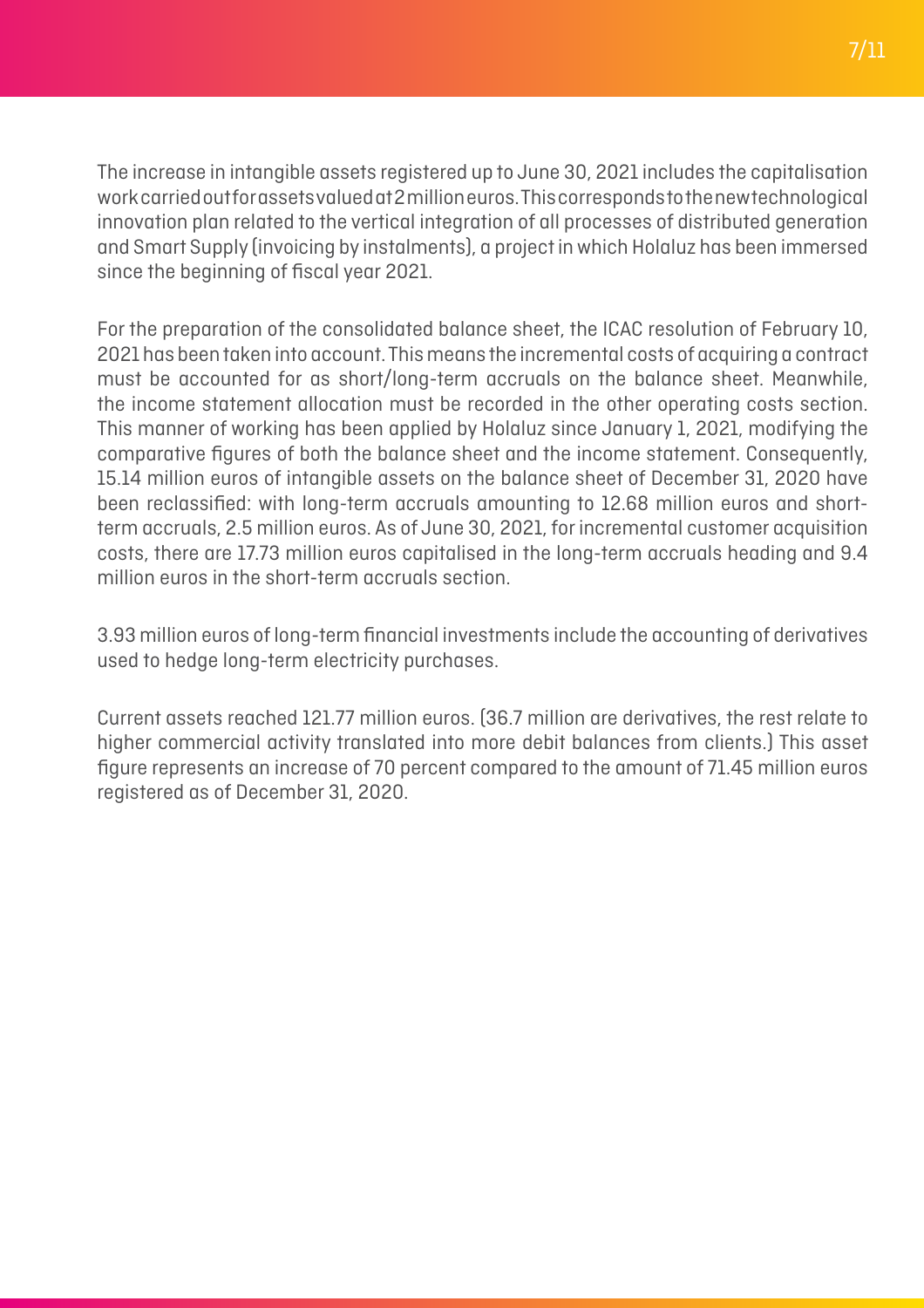The increase in intangible assets registered up to June 30, 2021 includes the capitalisation work carried out for assets valued at 2 million euros. This corresponds to the new technological innovation plan related to the vertical integration of all processes of distributed generation and Smart Supply (invoicing by instalments), a project in which Holaluz has been immersed since the beginning of fiscal year 2021.

For the preparation of the consolidated balance sheet, the ICAC resolution of February 10, 2021 has been taken into account. This means the incremental costs of acquiring a contract must be accounted for as short/long-term accruals on the balance sheet. Meanwhile, the income statement allocation must be recorded in the other operating costs section. This manner of working has been applied by Holaluz since January 1, 2021, modifying the comparative figures of both the balance sheet and the income statement. Consequently, 15.14 million euros of intangible assets on the balance sheet of December 31, 2020 have been reclassified: with long-term accruals amounting to 12.68 million euros and short-term accruals, 2.5 million euros. As of June 30, 2021, for incremental customer acquisition costs, there are 17.73 million euros capitalised in the long-term accruals heading and 9.4 million euros in the short-term accruals section.

3.93 million euros of long-term financial investments include the accounting of derivatives used to hedge long-term electricity purchases.

Current assets reached 121.77 million euros. (36.7 million are derivatives, the rest relate to higher commercial activity translated into more debit balances from clients.) This asset figure represents an increase of 70 percent compared to the amount of 71.45 million euros registered as of December 31, 2020.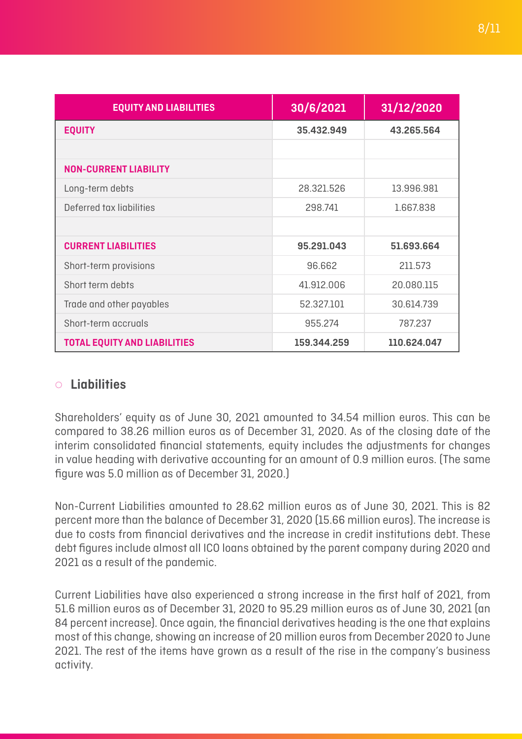| EQUITY AND LIABILITIES | 30/6/2021 | 31/12/2020 |
| --- | --- | --- |
| **EQUITY** | **35.432.949** | **43.265.564** |
| | | |
| **NON-CURRENT LIABILITY** | | |
| Long-term debts | 28.321.526 | 13.996.981 |
| Deferred tax liabilities | 298.741 | 1.667.838 |
| | | |
| **CURRENT LIABILITIES** | **95.291.043** | **51.693.664** |
| Short-term provisions | 96.662 | 211.573 |
| Short term debts | 41.912.006 | 20.080.115 |
| Trade and other payables | 52.327.101 | 30.614.739 |
| Short-term accruals | 955.274 | 787.237 |
| **TOTAL EQUITY AND LIABILITIES** | **159.344.259** | **110.624.047** |

## Liabilities

Shareholders' equity as of June 30, 2021 amounted to 34.54 million euros. This can be compared to 38.26 million euros as of December 31, 2020. As of the closing date of the interim consolidated financial statements, equity includes the adjustments for changes in value heading with derivative accounting for an amount of 0.9 million euros. (The same figure was 5.0 million as of December 31, 2020.)

Non-Current Liabilities amounted to 28.62 million euros as of June 30, 2021. This is 82 percent more than the balance of December 31, 2020 (15.66 million euros). The increase is due to costs from financial derivatives and the increase in credit institutions debt. These debt figures include almost all ICO loans obtained by the parent company during 2020 and 2021 as a result of the pandemic.

Current Liabilities have also experienced a strong increase in the first half of 2021, from 51.6 million euros as of December 31, 2020 to 95.29 million euros as of June 30, 2021 (an 84 percent increase). Once again, the financial derivatives heading is the one that explains most of this change, showing an increase of 20 million euros from December 2020 to June 2021. The rest of the items have grown as a result of the rise in the company's business activity.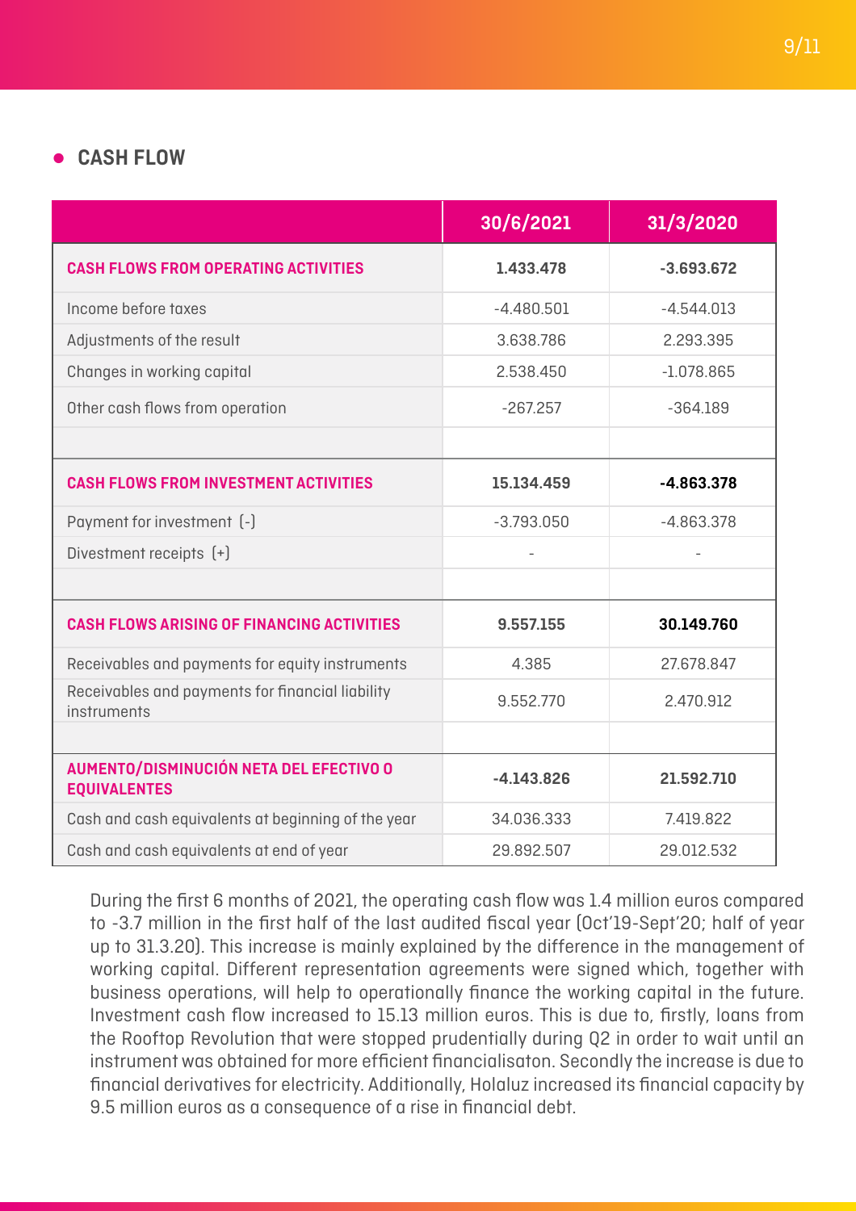## CASH FLOW

| | 30/6/2021 | 31/3/2020 |
|---|---|---|
| **CASH FLOWS FROM OPERATING ACTIVITIES** | **1.433.478** | **-3.693.672** |
| Income before taxes | -4.480.501 | -4.544.013 |
| Adjustments of the result | 3.638.786 | 2.293.395 |
| Changes in working capital | 2.538.450 | -1.078.865 |
| Other cash flows from operation | -267.257 | -364.189 |
| | | |
| **CASH FLOWS FROM INVESTMENT ACTIVITIES** | **15.134.459** | **-4.863.378** |
| Payment for investment (-) | -3.793.050 | -4.863.378 |
| Divestment receipts (+) | - | - |
| | | |
| **CASH FLOWS ARISING OF FINANCING ACTIVITIES** | **9.557.155** | **30.149.760** |
| Receivables and payments for equity instruments | 4.385 | 27.678.847 |
| Receivables and payments for financial liability instruments | 9.552.770 | 2.470.912 |
| | | |
| **AUMENTO/DISMINUCIÓN NETA DEL EFECTIVO O EQUIVALENTES** | **-4.143.826** | **21.592.710** |
| Cash and cash equivalents at beginning of the year | 34.036.333 | 7.419.822 |
| Cash and cash equivalents at end of year | 29.892.507 | 29.012.532 |

During the first 6 months of 2021, the operating cash flow was 1.4 million euros compared to -3.7 million in the first half of the last audited fiscal year (Oct'19-Sept'20; half of year up to 31.3.20). This increase is mainly explained by the difference in the management of working capital. Different representation agreements were signed which, together with business operations, will help to operationally finance the working capital in the future. Investment cash flow increased to 15.13 million euros. This is due to, firstly, loans from the Rooftop Revolution that were stopped prudentially during Q2 in order to wait until an instrument was obtained for more efficient financialisaton. Secondly the increase is due to financial derivatives for electricity. Additionally, Holaluz increased its financial capacity by 9.5 million euros as a consequence of a rise in financial debt.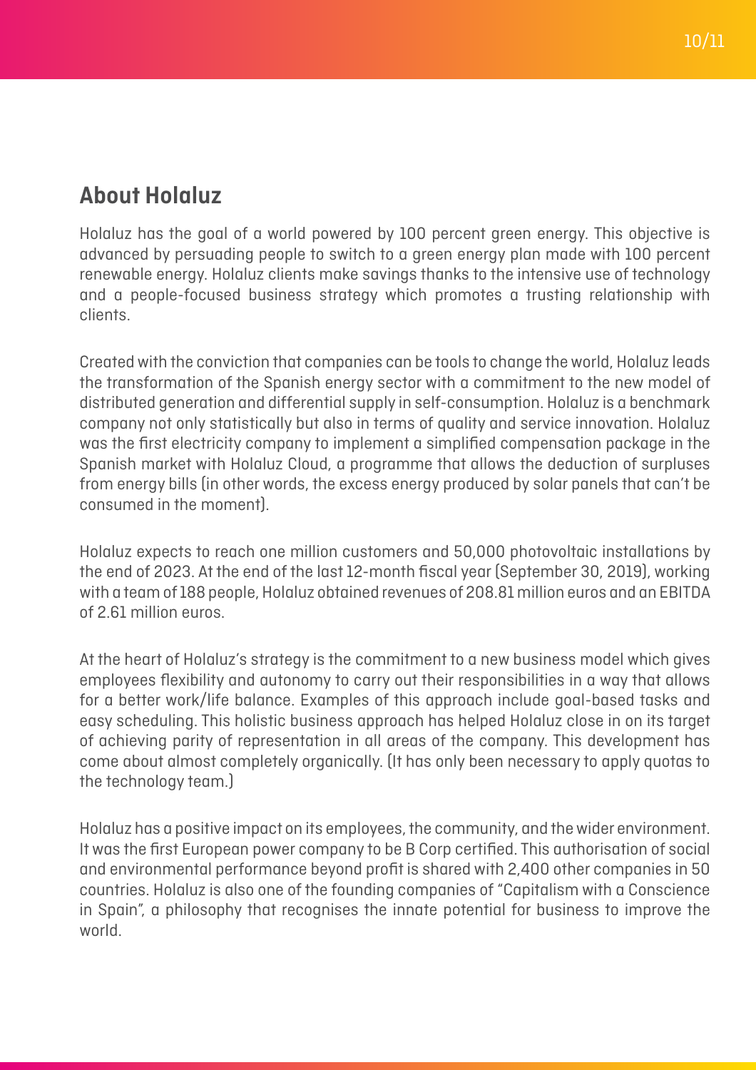## About Holaluz

Holaluz has the goal of a world powered by 100 percent green energy. This objective is advanced by persuading people to switch to a green energy plan made with 100 percent renewable energy. Holaluz clients make savings thanks to the intensive use of technology and a people-focused business strategy which promotes a trusting relationship with clients.

Created with the conviction that companies can be tools to change the world, Holaluz leads the transformation of the Spanish energy sector with a commitment to the new model of distributed generation and differential supply in self-consumption. Holaluz is a benchmark company not only statistically but also in terms of quality and service innovation. Holaluz was the first electricity company to implement a simplified compensation package in the Spanish market with Holaluz Cloud, a programme that allows the deduction of surpluses from energy bills (in other words, the excess energy produced by solar panels that can't be consumed in the moment).

Holaluz expects to reach one million customers and 50,000 photovoltaic installations by the end of 2023. At the end of the last 12-month fiscal year (September 30, 2019), working with a team of 188 people, Holaluz obtained revenues of 208.81 million euros and an EBITDA of 2.61 million euros.

At the heart of Holaluz's strategy is the commitment to a new business model which gives employees flexibility and autonomy to carry out their responsibilities in a way that allows for a better work/life balance. Examples of this approach include goal-based tasks and easy scheduling. This holistic business approach has helped Holaluz close in on its target of achieving parity of representation in all areas of the company. This development has come about almost completely organically. (It has only been necessary to apply quotas to the technology team.)

Holaluz has a positive impact on its employees, the community, and the wider environment. It was the first European power company to be B Corp certified. This authorisation of social and environmental performance beyond profit is shared with 2,400 other companies in 50 countries. Holaluz is also one of the founding companies of "Capitalism with a Conscience in Spain", a philosophy that recognises the innate potential for business to improve the world.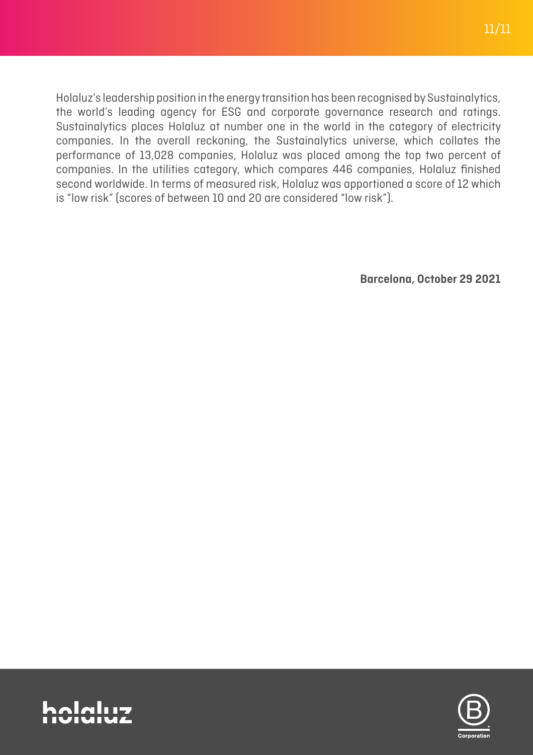Holaluz's leadership position in the energy transition has been recognised by Sustainalytics, the world's leading agency for ESG and corporate governance research and ratings. Sustainalytics places Holaluz at number one in the world in the category of electricity companies. In the overall reckoning, the Sustainalytics universe, which collates the performance of 13,028 companies, Holaluz was placed among the top two percent of companies. In the utilities category, which compares 446 companies, Holaluz finished second worldwide. In terms of measured risk, Holaluz was apportioned a score of 12 which is "low risk" (scores of between 10 and 20 are considered "low risk").

**Barcelona, October 29 2021**